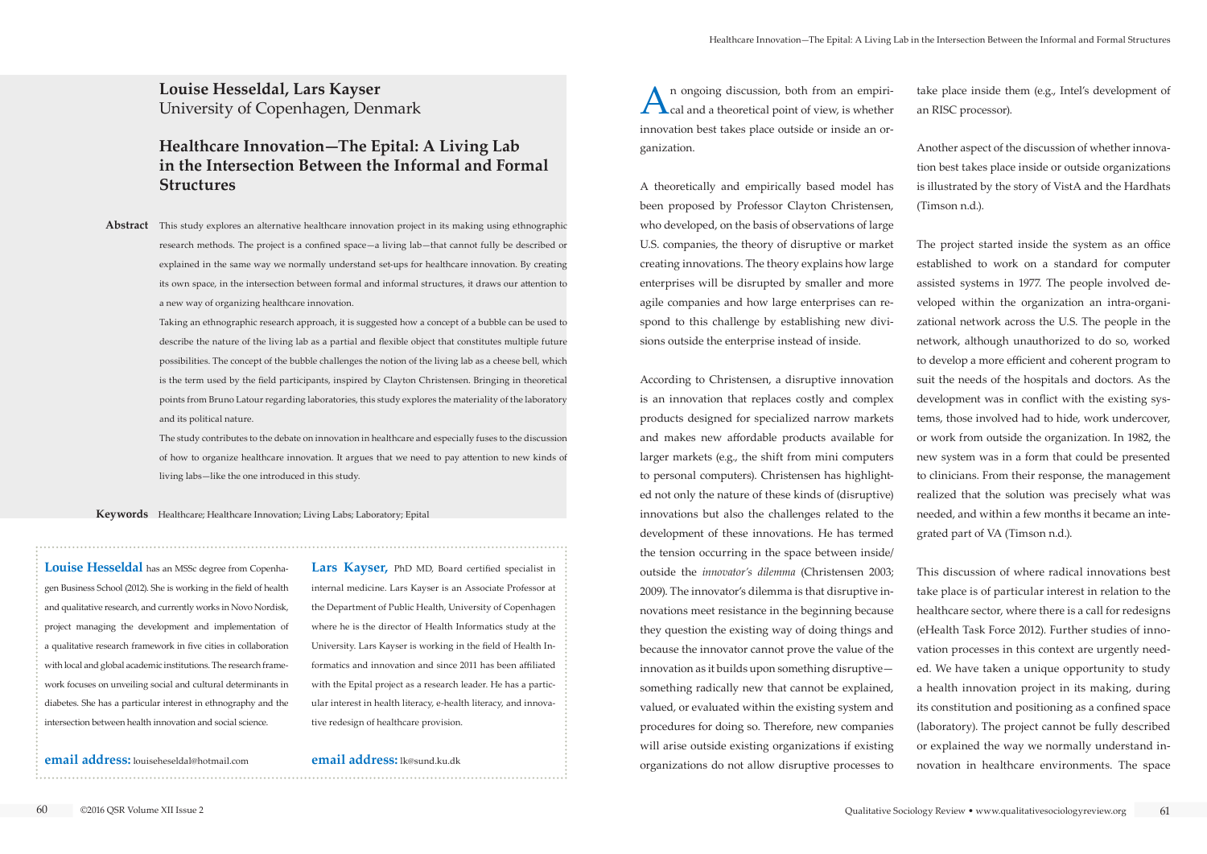**Louise Hesseldal, Lars Kayser**
University of Copenhagen, Denmark

# Healthcare Innovation—The Epital: A Living Lab in the Intersection Between the Informal and Formal Structures

**Abstract** This study explores an alternative healthcare innovation project in its making using ethnographic research methods. The project is a confined space—a living lab—that cannot fully be described or explained in the same way we normally understand set-ups for healthcare innovation. By creating its own space, in the intersection between formal and informal structures, it draws our attention to a new way of organizing healthcare innovation.

Taking an ethnographic research approach, it is suggested how a concept of a bubble can be used to describe the nature of the living lab as a partial and flexible object that constitutes multiple future possibilities. The concept of the bubble challenges the notion of the living lab as a cheese bell, which is the term used by the field participants, inspired by Clayton Christensen. Bringing in theoretical points from Bruno Latour regarding laboratories, this study explores the materiality of the laboratory and its political nature.

The study contributes to the debate on innovation in healthcare and especially fuses to the discussion of how to organize healthcare innovation. It argues that we need to pay attention to new kinds of living labs—like the one introduced in this study.

**Keywords** Healthcare; Healthcare Innovation; Living Labs; Laboratory; Epital

**Louise Hesseldal** has an MSSc degree from Copenhagen Business School (2012). She is working in the field of health and qualitative research, and currently works in Novo Nordisk, project managing the development and implementation of a qualitative research framework in five cities in collaboration with local and global academic institutions. The research framework focuses on unveiling social and cultural determinants in diabetes. She has a particular interest in ethnography and the intersection between health innovation and social science.

**email address:** louiseheseldal@hotmail.com

**Lars Kayser,** PhD MD, Board certified specialist in internal medicine. Lars Kayser is an Associate Professor at the Department of Public Health, University of Copenhagen where he is the director of Health Informatics study at the University. Lars Kayser is working in the field of Health Informatics and innovation and since 2011 has been affiliated with the Epital project as a research leader. He has a particular interest in health literacy, e-health literacy, and innovative redesign of healthcare provision.

**email address:** lk@sund.ku.dk

An ongoing discussion, both from an empirical and a theoretical point of view, is whether innovation best takes place outside or inside an organization.

A theoretically and empirically based model has been proposed by Professor Clayton Christensen, who developed, on the basis of observations of large U.S. companies, the theory of disruptive or market creating innovations. The theory explains how large enterprises will be disrupted by smaller and more agile companies and how large enterprises can respond to this challenge by establishing new divisions outside the enterprise instead of inside.

According to Christensen, a disruptive innovation is an innovation that replaces costly and complex products designed for specialized narrow markets and makes new affordable products available for larger markets (e.g., the shift from mini computers to personal computers). Christensen has highlighted not only the nature of these kinds of (disruptive) innovations but also the challenges related to the development of these innovations. He has termed the tension occurring in the space between inside/outside the *innovator's dilemma* (Christensen 2003; 2009). The innovator's dilemma is that disruptive innovations meet resistance in the beginning because they question the existing way of doing things and because the innovator cannot prove the value of the innovation as it builds upon something disruptive—something radically new that cannot be explained, valued, or evaluated within the existing system and procedures for doing so. Therefore, new companies will arise outside existing organizations if existing organizations do not allow disruptive processes to take place inside them (e.g., Intel's development of an RISC processor).

Another aspect of the discussion of whether innovation best takes place inside or outside organizations is illustrated by the story of VistA and the Hardhats (Timson n.d.).

The project started inside the system as an office established to work on a standard for computer assisted systems in 1977. The people involved developed within the organization an intra-organizational network across the U.S. The people in the network, although unauthorized to do so, worked to develop a more efficient and coherent program to suit the needs of the hospitals and doctors. As the development was in conflict with the existing systems, those involved had to hide, work undercover, or work from outside the organization. In 1982, the new system was in a form that could be presented to clinicians. From their response, the management realized that the solution was precisely what was needed, and within a few months it became an integrated part of VA (Timson n.d.).

This discussion of where radical innovations best take place is of particular interest in relation to the healthcare sector, where there is a call for redesigns (eHealth Task Force 2012). Further studies of innovation processes in this context are urgently needed. We have taken a unique opportunity to study a health innovation project in its making, during its constitution and positioning as a confined space (laboratory). The project cannot be fully described or explained the way we normally understand innovation in healthcare environments. The space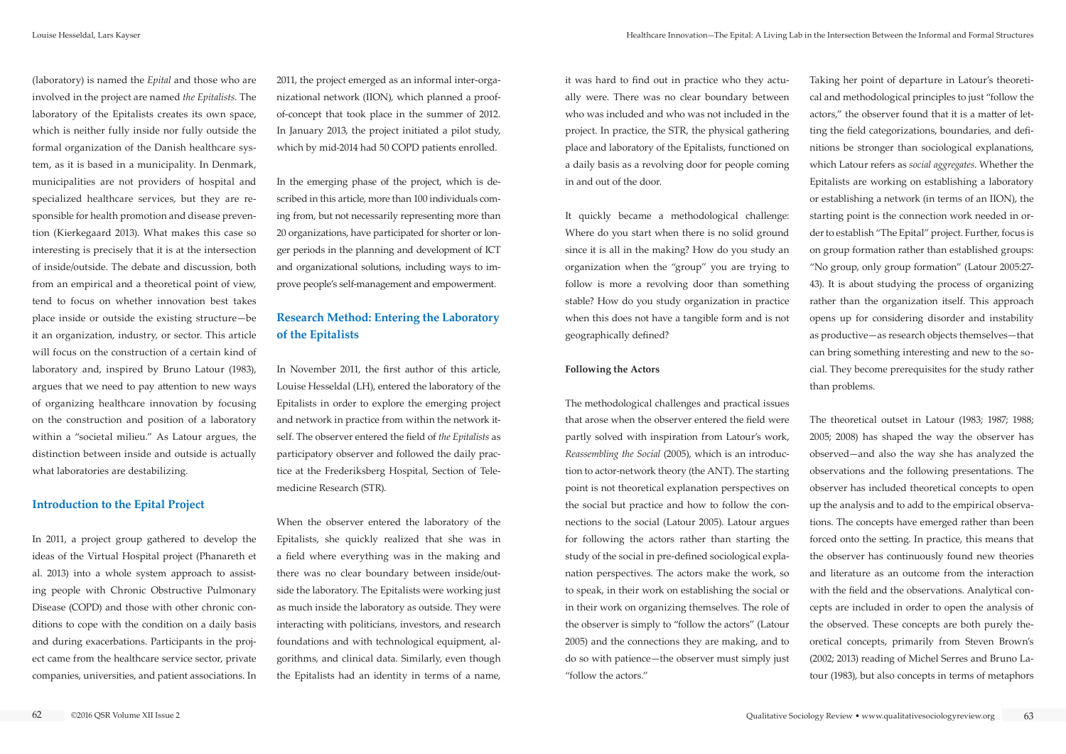(laboratory) is named the *Epital* and those who are involved in the project are named *the Epitalists*. The laboratory of the Epitalists creates its own space, which is neither fully inside nor fully outside the formal organization of the Danish healthcare system, as it is based in a municipality. In Denmark, municipalities are not providers of hospital and specialized healthcare services, but they are responsible for health promotion and disease prevention (Kierkegaard 2013). What makes this case so interesting is precisely that it is at the intersection of inside/outside. The debate and discussion, both from an empirical and a theoretical point of view, tend to focus on whether innovation best takes place inside or outside the existing structure—be it an organization, industry, or sector. This article will focus on the construction of a certain kind of laboratory and, inspired by Bruno Latour (1983), argues that we need to pay attention to new ways of organizing healthcare innovation by focusing on the construction and position of a laboratory within a "societal milieu." As Latour argues, the distinction between inside and outside is actually what laboratories are destabilizing.

## Introduction to the Epital Project

In 2011, a project group gathered to develop the ideas of the Virtual Hospital project (Phanareth et al. 2013) into a whole system approach to assisting people with Chronic Obstructive Pulmonary Disease (COPD) and those with other chronic conditions to cope with the condition on a daily basis and during exacerbations. Participants in the project came from the healthcare service sector, private companies, universities, and patient associations. In 2011, the project emerged as an informal inter-organizational network (IION), which planned a proof-of-concept that took place in the summer of 2012. In January 2013, the project initiated a pilot study, which by mid-2014 had 50 COPD patients enrolled.

In the emerging phase of the project, which is described in this article, more than 100 individuals coming from, but not necessarily representing more than 20 organizations, have participated for shorter or longer periods in the planning and development of ICT and organizational solutions, including ways to improve people's self-management and empowerment.

## Research Method: Entering the Laboratory of the Epitalists

In November 2011, the first author of this article, Louise Hesseldal (LH), entered the laboratory of the Epitalists in order to explore the emerging project and network in practice from within the network itself. The observer entered the field of *the Epitalists* as participatory observer and followed the daily practice at the Frederiksberg Hospital, Section of Telemedicine Research (STR).

When the observer entered the laboratory of the Epitalists, she quickly realized that she was in a field where everything was in the making and there was no clear boundary between inside/outside the laboratory. The Epitalists were working just as much inside the laboratory as outside. They were interacting with politicians, investors, and research foundations and with technological equipment, algorithms, and clinical data. Similarly, even though the Epitalists had an identity in terms of a name, it was hard to find out in practice who they actually were. There was no clear boundary between who was included and who was not included in the project. In practice, the STR, the physical gathering place and laboratory of the Epitalists, functioned on a daily basis as a revolving door for people coming in and out of the door.

It quickly became a methodological challenge: Where do you start when there is no solid ground since it is all in the making? How do you study an organization when the "group" you are trying to follow is more a revolving door than something stable? How do you study organization in practice when this does not have a tangible form and is not geographically defined?

### Following the Actors

The methodological challenges and practical issues that arose when the observer entered the field were partly solved with inspiration from Latour's work, *Reassembling the Social* (2005), which is an introduction to actor-network theory (the ANT). The starting point is not theoretical explanation perspectives on the social but practice and how to follow the connections to the social (Latour 2005). Latour argues for following the actors rather than starting the study of the social in pre-defined sociological explanation perspectives. The actors make the work, so to speak, in their work on establishing the social or in their work on organizing themselves. The role of the observer is simply to "follow the actors" (Latour 2005) and the connections they are making, and to do so with patience—the observer must simply just "follow the actors."

Taking her point of departure in Latour's theoretical and methodological principles to just "follow the actors," the observer found that it is a matter of letting the field categorizations, boundaries, and definitions be stronger than sociological explanations, which Latour refers as *social aggregates*. Whether the Epitalists are working on establishing a laboratory or establishing a network (in terms of an IION), the starting point is the connection work needed in order to establish "The Epital" project. Further, focus is on group formation rather than established groups: "No group, only group formation" (Latour 2005:27-43). It is about studying the process of organizing rather than the organization itself. This approach opens up for considering disorder and instability as productive—as research objects themselves—that can bring something interesting and new to the social. They become prerequisites for the study rather than problems.

The theoretical outset in Latour (1983; 1987; 1988; 2005; 2008) has shaped the way the observer has observed—and also the way she has analyzed the observations and the following presentations. The observer has included theoretical concepts to open up the analysis and to add to the empirical observations. The concepts have emerged rather than been forced onto the setting. In practice, this means that the observer has continuously found new theories and literature as an outcome from the interaction with the field and the observations. Analytical concepts are included in order to open the analysis of the observed. These concepts are both purely theoretical concepts, primarily from Steven Brown's (2002; 2013) reading of Michel Serres and Bruno Latour (1983), but also concepts in terms of metaphors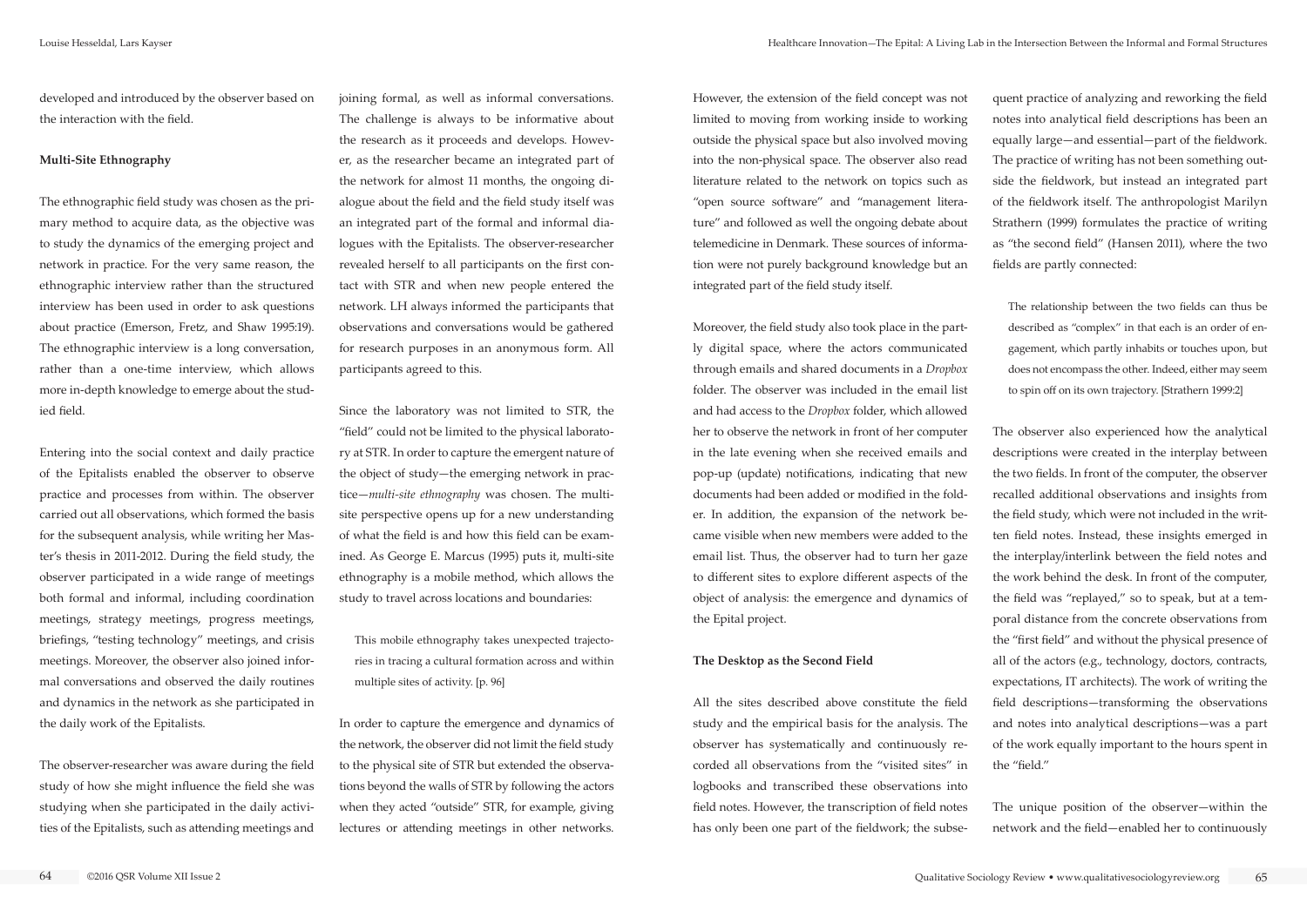developed and introduced by the observer based on the interaction with the field.

**Multi-Site Ethnography**

The ethnographic field study was chosen as the primary method to acquire data, as the objective was to study the dynamics of the emerging project and network in practice. For the very same reason, the ethnographic interview rather than the structured interview has been used in order to ask questions about practice (Emerson, Fretz, and Shaw 1995:19). The ethnographic interview is a long conversation, rather than a one-time interview, which allows more in-depth knowledge to emerge about the studied field.

Entering into the social context and daily practice of the Epitalists enabled the observer to observe practice and processes from within. The observer carried out all observations, which formed the basis for the subsequent analysis, while writing her Master's thesis in 2011-2012. During the field study, the observer participated in a wide range of meetings both formal and informal, including coordination meetings, strategy meetings, progress meetings, briefings, "testing technology" meetings, and crisis meetings. Moreover, the observer also joined informal conversations and observed the daily routines and dynamics in the network as she participated in the daily work of the Epitalists.

The observer-researcher was aware during the field study of how she might influence the field she was studying when she participated in the daily activities of the Epitalists, such as attending meetings and joining formal, as well as informal conversations. The challenge is always to be informative about the research as it proceeds and develops. However, as the researcher became an integrated part of the network for almost 11 months, the ongoing dialogue about the field and the field study itself was an integrated part of the formal and informal dialogues with the Epitalists. The observer-researcher revealed herself to all participants on the first contact with STR and when new people entered the network. LH always informed the participants that observations and conversations would be gathered for research purposes in an anonymous form. All participants agreed to this.

Since the laboratory was not limited to STR, the "field" could not be limited to the physical laboratory at STR. In order to capture the emergent nature of the object of study—the emerging network in practice—*multi-site ethnography* was chosen. The multi-site perspective opens up for a new understanding of what the field is and how this field can be examined. As George E. Marcus (1995) puts it, multi-site ethnography is a mobile method, which allows the study to travel across locations and boundaries:

> This mobile ethnography takes unexpected trajectories in tracing a cultural formation across and within multiple sites of activity. [p. 96]

In order to capture the emergence and dynamics of the network, the observer did not limit the field study to the physical site of STR but extended the observations beyond the walls of STR by following the actors when they acted "outside" STR, for example, giving lectures or attending meetings in other networks. However, the extension of the field concept was not limited to moving from working inside to working outside the physical space but also involved moving into the non-physical space. The observer also read literature related to the network on topics such as "open source software" and "management literature" and followed as well the ongoing debate about telemedicine in Denmark. These sources of information were not purely background knowledge but an integrated part of the field study itself.

Moreover, the field study also took place in the partly digital space, where the actors communicated through emails and shared documents in a *Dropbox* folder. The observer was included in the email list and had access to the *Dropbox* folder, which allowed her to observe the network in front of her computer in the late evening when she received emails and pop-up (update) notifications, indicating that new documents had been added or modified in the folder. In addition, the expansion of the network became visible when new members were added to the email list. Thus, the observer had to turn her gaze to different sites to explore different aspects of the object of analysis: the emergence and dynamics of the Epital project.

**The Desktop as the Second Field**

All the sites described above constitute the field study and the empirical basis for the analysis. The observer has systematically and continuously recorded all observations from the "visited sites" in logbooks and transcribed these observations into field notes. However, the transcription of field notes has only been one part of the fieldwork; the subsequent practice of analyzing and reworking the field notes into analytical field descriptions has been an equally large—and essential—part of the fieldwork. The practice of writing has not been something outside the fieldwork, but instead an integrated part of the fieldwork itself. The anthropologist Marilyn Strathern (1999) formulates the practice of writing as "the second field" (Hansen 2011), where the two fields are partly connected:

> The relationship between the two fields can thus be described as "complex" in that each is an order of engagement, which partly inhabits or touches upon, but does not encompass the other. Indeed, either may seem to spin off on its own trajectory. [Strathern 1999:2]

The observer also experienced how the analytical descriptions were created in the interplay between the two fields. In front of the computer, the observer recalled additional observations and insights from the field study, which were not included in the written field notes. Instead, these insights emerged in the interplay/interlink between the field notes and the work behind the desk. In front of the computer, the field was "replayed," so to speak, but at a temporal distance from the concrete observations from the "first field" and without the physical presence of all of the actors (e.g., technology, doctors, contracts, expectations, IT architects). The work of writing the field descriptions—transforming the observations and notes into analytical descriptions—was a part of the work equally important to the hours spent in the "field."

The unique position of the observer—within the network and the field—enabled her to continuously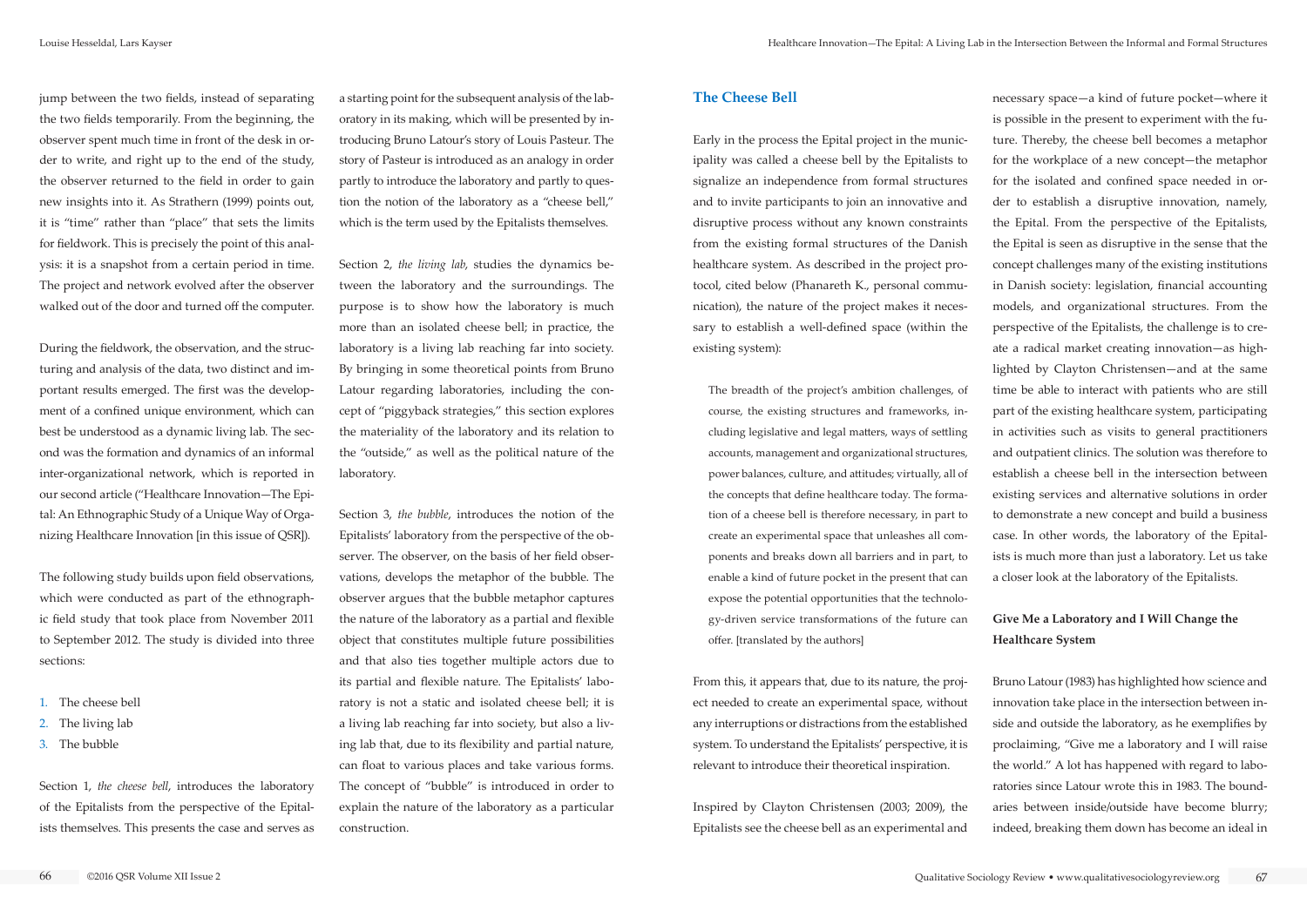jump between the two fields, instead of separating the two fields temporarily. From the beginning, the observer spent much time in front of the desk in order to write, and right up to the end of the study, the observer returned to the field in order to gain new insights into it. As Strathern (1999) points out, it is "time" rather than "place" that sets the limits for fieldwork. This is precisely the point of this analysis: it is a snapshot from a certain period in time. The project and network evolved after the observer walked out of the door and turned off the computer.

During the fieldwork, the observation, and the structuring and analysis of the data, two distinct and important results emerged. The first was the development of a confined unique environment, which can best be understood as a dynamic living lab. The second was the formation and dynamics of an informal inter-organizational network, which is reported in our second article ("Healthcare Innovation—The Epital: An Ethnographic Study of a Unique Way of Organizing Healthcare Innovation [in this issue of QSR]).

The following study builds upon field observations, which were conducted as part of the ethnographic field study that took place from November 2011 to September 2012. The study is divided into three sections:

1. The cheese bell
2. The living lab
3. The bubble

Section 1, *the cheese bell*, introduces the laboratory of the Epitalists from the perspective of the Epitalists themselves. This presents the case and serves as a starting point for the subsequent analysis of the laboratory in its making, which will be presented by introducing Bruno Latour's story of Louis Pasteur. The story of Pasteur is introduced as an analogy in order partly to introduce the laboratory and partly to question the notion of the laboratory as a "cheese bell," which is the term used by the Epitalists themselves.

Section 2, *the living lab*, studies the dynamics between the laboratory and the surroundings. The purpose is to show how the laboratory is much more than an isolated cheese bell; in practice, the laboratory is a living lab reaching far into society. By bringing in some theoretical points from Bruno Latour regarding laboratories, including the concept of "piggyback strategies," this section explores the materiality of the laboratory and its relation to the "outside," as well as the political nature of the laboratory.

Section 3, *the bubble*, introduces the notion of the Epitalists' laboratory from the perspective of the observer. The observer, on the basis of her field observations, develops the metaphor of the bubble. The observer argues that the bubble metaphor captures the nature of the laboratory as a partial and flexible object that constitutes multiple future possibilities and that also ties together multiple actors due to its partial and flexible nature. The Epitalists' laboratory is not a static and isolated cheese bell; it is a living lab reaching far into society, but also a living lab that, due to its flexibility and partial nature, can float to various places and take various forms. The concept of "bubble" is introduced in order to explain the nature of the laboratory as a particular construction.

## The Cheese Bell

Early in the process the Epital project in the municipality was called a cheese bell by the Epitalists to signalize an independence from formal structures and to invite participants to join an innovative and disruptive process without any known constraints from the existing formal structures of the Danish healthcare system. As described in the project protocol, cited below (Phanareth K., personal communication), the nature of the project makes it necessary to establish a well-defined space (within the existing system):

> The breadth of the project's ambition challenges, of course, the existing structures and frameworks, including legislative and legal matters, ways of settling accounts, management and organizational structures, power balances, culture, and attitudes; virtually, all of the concepts that define healthcare today. The formation of a cheese bell is therefore necessary, in part to create an experimental space that unleashes all components and breaks down all barriers and in part, to enable a kind of future pocket in the present that can expose the potential opportunities that the technology-driven service transformations of the future can offer. [translated by the authors]

From this, it appears that, due to its nature, the project needed to create an experimental space, without any interruptions or distractions from the established system. To understand the Epitalists' perspective, it is relevant to introduce their theoretical inspiration.

Inspired by Clayton Christensen (2003; 2009), the Epitalists see the cheese bell as an experimental and necessary space—a kind of future pocket—where it is possible in the present to experiment with the future. Thereby, the cheese bell becomes a metaphor for the workplace of a new concept—the metaphor for the isolated and confined space needed in order to establish a disruptive innovation, namely, the Epital. From the perspective of the Epitalists, the Epital is seen as disruptive in the sense that the concept challenges many of the existing institutions in Danish society: legislation, financial accounting models, and organizational structures. From the perspective of the Epitalists, the challenge is to create a radical market creating innovation—as highlighted by Clayton Christensen—and at the same time be able to interact with patients who are still part of the existing healthcare system, participating in activities such as visits to general practitioners and outpatient clinics. The solution was therefore to establish a cheese bell in the intersection between existing services and alternative solutions in order to demonstrate a new concept and build a business case. In other words, the laboratory of the Epitalists is much more than just a laboratory. Let us take a closer look at the laboratory of the Epitalists.

### Give Me a Laboratory and I Will Change the Healthcare System

Bruno Latour (1983) has highlighted how science and innovation take place in the intersection between inside and outside the laboratory, as he exemplifies by proclaiming, "Give me a laboratory and I will raise the world." A lot has happened with regard to laboratories since Latour wrote this in 1983. The boundaries between inside/outside have become blurry; indeed, breaking them down has become an ideal in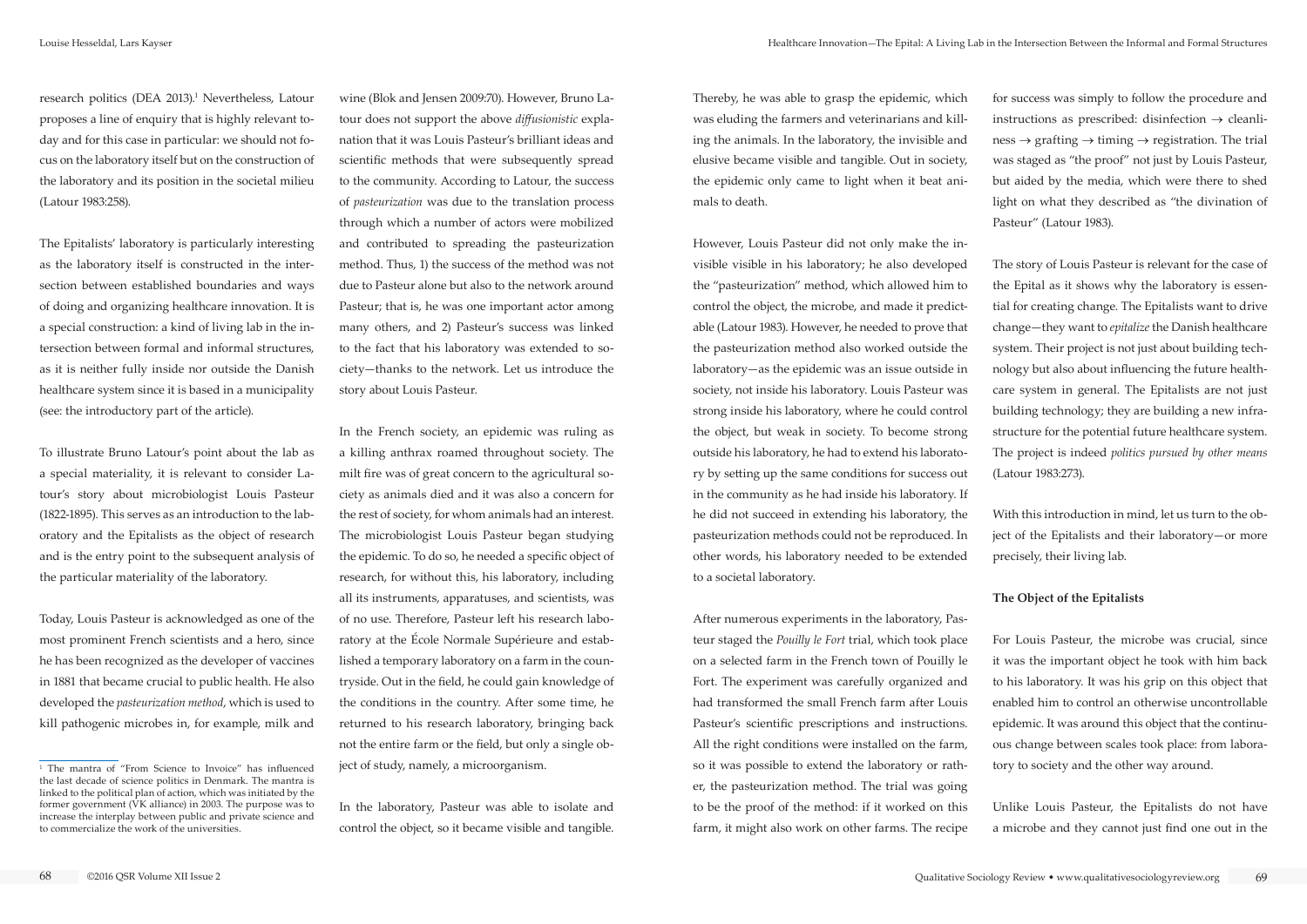research politics (DEA 2013).[1] Nevertheless, Latour proposes a line of enquiry that is highly relevant today and for this case in particular: we should not focus on the laboratory itself but on the construction of the laboratory and its position in the societal milieu (Latour 1983:258).

The Epitalists' laboratory is particularly interesting as the laboratory itself is constructed in the intersection between established boundaries and ways of doing and organizing healthcare innovation. It is a special construction: a kind of living lab in the intersection between formal and informal structures, as it is neither fully inside nor outside the Danish healthcare system since it is based in a municipality (see: the introductory part of the article).

To illustrate Bruno Latour's point about the lab as a special materiality, it is relevant to consider Latour's story about microbiologist Louis Pasteur (1822-1895). This serves as an introduction to the laboratory and the Epitalists as the object of research and is the entry point to the subsequent analysis of the particular materiality of the laboratory.

Today, Louis Pasteur is acknowledged as one of the most prominent French scientists and a hero, since he has been recognized as the developer of vaccines in 1881 that became crucial to public health. He also developed the *pasteurization method*, which is used to kill pathogenic microbes in, for example, milk and wine (Blok and Jensen 2009:70). However, Bruno Latour does not support the above *diffusionistic* explanation that it was Louis Pasteur's brilliant ideas and scientific methods that were subsequently spread to the community. According to Latour, the success of *pasteurization* was due to the translation process through which a number of actors were mobilized and contributed to spreading the pasteurization method. Thus, 1) the success of the method was not due to Pasteur alone but also to the network around Pasteur; that is, he was one important actor among many others, and 2) Pasteur's success was linked to the fact that his laboratory was extended to society—thanks to the network. Let us introduce the story about Louis Pasteur.

In the French society, an epidemic was ruling as a killing anthrax roamed throughout society. The milt fire was of great concern to the agricultural society as animals died and it was also a concern for the rest of society, for whom animals had an interest. The microbiologist Louis Pasteur began studying the epidemic. To do so, he needed a specific object of research, for without this, his laboratory, including all its instruments, apparatuses, and scientists, was of no use. Therefore, Pasteur left his research laboratory at the École Normale Supérieure and established a temporary laboratory on a farm in the countryside. Out in the field, he could gain knowledge of the conditions in the country. After some time, he returned to his research laboratory, bringing back not the entire farm or the field, but only a single object of study, namely, a microorganism.

In the laboratory, Pasteur was able to isolate and control the object, so it became visible and tangible. Thereby, he was able to grasp the epidemic, which was eluding the farmers and veterinarians and killing the animals. In the laboratory, the invisible and elusive became visible and tangible. Out in society, the epidemic only came to light when it beat animals to death.

However, Louis Pasteur did not only make the invisible visible in his laboratory; he also developed the "pasteurization" method, which allowed him to control the object, the microbe, and made it predictable (Latour 1983). However, he needed to prove that the pasteurization method also worked outside the laboratory—as the epidemic was an issue outside in society, not inside his laboratory. Louis Pasteur was strong inside his laboratory, where he could control the object, but weak in society. To become strong outside his laboratory, he had to extend his laboratory by setting up the same conditions for success out in the community as he had inside his laboratory. If he did not succeed in extending his laboratory, the pasteurization methods could not be reproduced. In other words, his laboratory needed to be extended to a societal laboratory.

After numerous experiments in the laboratory, Pasteur staged the *Pouilly le Fort* trial, which took place on a selected farm in the French town of Pouilly le Fort. The experiment was carefully organized and had transformed the small French farm after Louis Pasteur's scientific prescriptions and instructions. All the right conditions were installed on the farm, so it was possible to extend the laboratory or rather, the pasteurization method. The trial was going to be the proof of the method: if it worked on this farm, it might also work on other farms. The recipe for success was simply to follow the procedure and instructions as prescribed: disinfection → cleanliness → grafting → timing → registration. The trial was staged as "the proof" not just by Louis Pasteur, but aided by the media, which were there to shed light on what they described as "the divination of Pasteur" (Latour 1983).

The story of Louis Pasteur is relevant for the case of the Epital as it shows why the laboratory is essential for creating change. The Epitalists want to drive change—they want to *epitalize* the Danish healthcare system. Their project is not just about building technology but also about influencing the future healthcare system in general. The Epitalists are not just building technology; they are building a new infrastructure for the potential future healthcare system. The project is indeed *politics pursued by other means* (Latour 1983:273).

With this introduction in mind, let us turn to the object of the Epitalists and their laboratory—or more precisely, their living lab.

### The Object of the Epitalists

For Louis Pasteur, the microbe was crucial, since it was the important object he took with him back to his laboratory. It was his grip on this object that enabled him to control an otherwise uncontrollable epidemic. It was around this object that the continuous change between scales took place: from laboratory to society and the other way around.

Unlike Louis Pasteur, the Epitalists do not have a microbe and they cannot just find one out in the

[1] The mantra of "From Science to Invoice" has influenced the last decade of science politics in Denmark. The mantra is linked to the political plan of action, which was initiated by the former government (VK alliance) in 2003. The purpose was to increase the interplay between public and private science and to commercialize the work of the universities.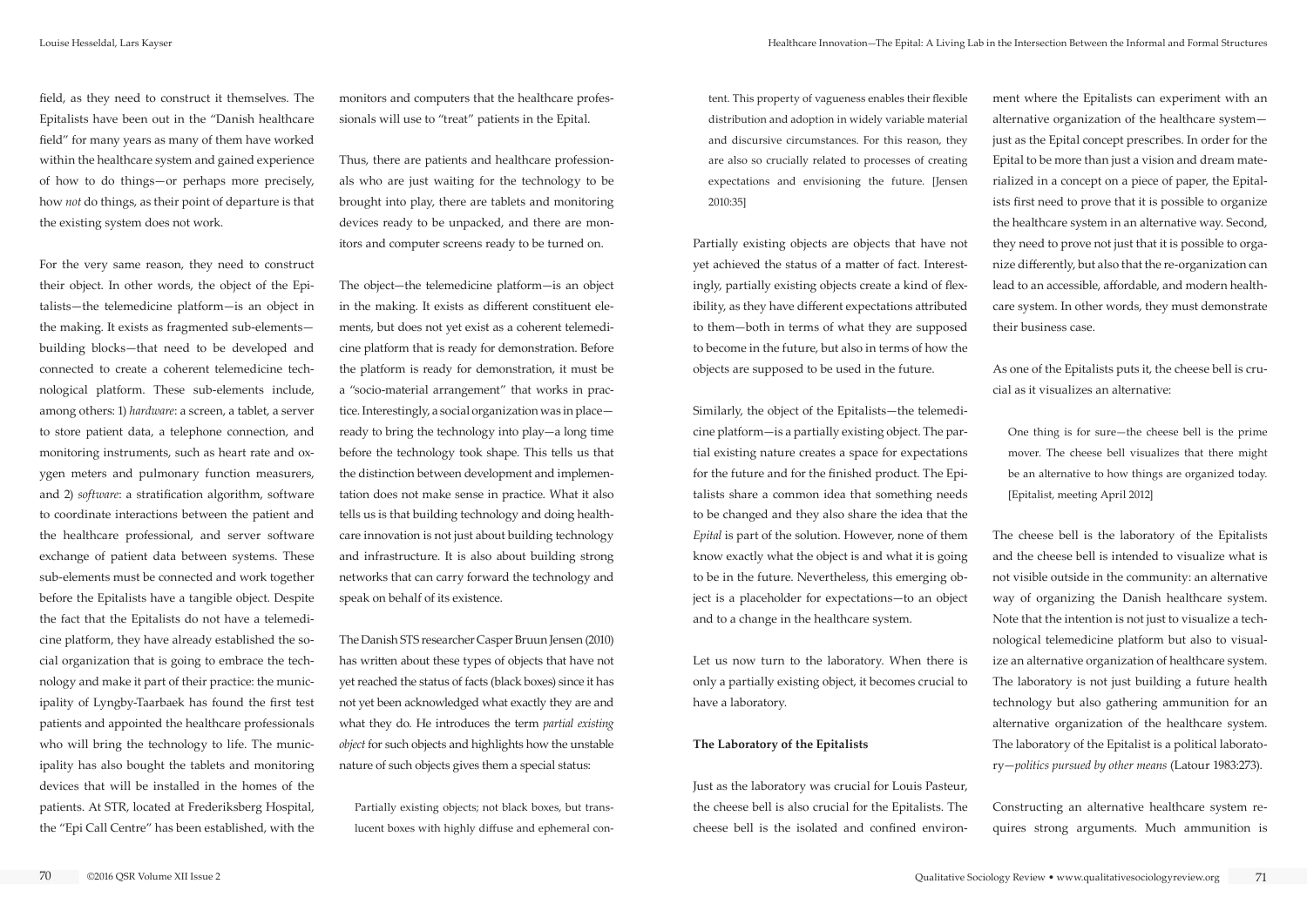field, as they need to construct it themselves. The Epitalists have been out in the "Danish healthcare field" for many years as many of them have worked within the healthcare system and gained experience of how to do things—or perhaps more precisely, how *not* do things, as their point of departure is that the existing system does not work.

For the very same reason, they need to construct their object. In other words, the object of the Epitalists—the telemedicine platform—is an object in the making. It exists as fragmented sub-elements—building blocks—that need to be developed and connected to create a coherent telemedicine technological platform. These sub-elements include, among others: 1) *hardware*: a screen, a tablet, a server to store patient data, a telephone connection, and monitoring instruments, such as heart rate and oxygen meters and pulmonary function measurers, and 2) *software*: a stratification algorithm, software to coordinate interactions between the patient and the healthcare professional, and server software exchange of patient data between systems. These sub-elements must be connected and work together before the Epitalists have a tangible object. Despite the fact that the Epitalists do not have a telemedicine platform, they have already established the social organization that is going to embrace the technology and make it part of their practice: the municipality of Lyngby-Taarbaek has found the first test patients and appointed the healthcare professionals who will bring the technology to life. The municipality has also bought the tablets and monitoring devices that will be installed in the homes of the patients. At STR, located at Frederiksberg Hospital, the "Epi Call Centre" has been established, with the monitors and computers that the healthcare professionals will use to "treat" patients in the Epital.

Thus, there are patients and healthcare professionals who are just waiting for the technology to be brought into play, there are tablets and monitoring devices ready to be unpacked, and there are monitors and computer screens ready to be turned on.

The object—the telemedicine platform—is an object in the making. It exists as different constituent elements, but does not yet exist as a coherent telemedicine platform that is ready for demonstration. Before the platform is ready for demonstration, it must be a "socio-material arrangement" that works in practice. Interestingly, a social organization was in place—ready to bring the technology into play—a long time before the technology took shape. This tells us that the distinction between development and implementation does not make sense in practice. What it also tells us is that building technology and doing healthcare innovation is not just about building technology and infrastructure. It is also about building strong networks that can carry forward the technology and speak on behalf of its existence.

The Danish STS researcher Casper Bruun Jensen (2010) has written about these types of objects that have not yet reached the status of facts (black boxes) since it has not yet been acknowledged what exactly they are and what they do. He introduces the term *partial existing object* for such objects and highlights how the unstable nature of such objects gives them a special status:

> Partially existing objects; not black boxes, but translucent boxes with highly diffuse and ephemeral content. This property of vagueness enables their flexible distribution and adoption in widely variable material and discursive circumstances. For this reason, they are also so crucially related to processes of creating expectations and envisioning the future. [Jensen 2010:35]

Partially existing objects are objects that have not yet achieved the status of a matter of fact. Interestingly, partially existing objects create a kind of flexibility, as they have different expectations attributed to them—both in terms of what they are supposed to become in the future, but also in terms of how the objects are supposed to be used in the future.

Similarly, the object of the Epitalists—the telemedicine platform—is a partially existing object. The partial existing nature creates a space for expectations for the future and for the finished product. The Epitalists share a common idea that something needs to be changed and they also share the idea that the *Epital* is part of the solution. However, none of them know exactly what the object is and what it is going to be in the future. Nevertheless, this emerging object is a placeholder for expectations—to an object and to a change in the healthcare system.

Let us now turn to the laboratory. When there is only a partially existing object, it becomes crucial to have a laboratory.

**The Laboratory of the Epitalists**

Just as the laboratory was crucial for Louis Pasteur, the cheese bell is also crucial for the Epitalists. The cheese bell is the isolated and confined environment where the Epitalists can experiment with an alternative organization of the healthcare system—just as the Epital concept prescribes. In order for the Epital to be more than just a vision and dream materialized in a concept on a piece of paper, the Epitalists first need to prove that it is possible to organize the healthcare system in an alternative way. Second, they need to prove not just that it is possible to organize differently, but also that the re-organization can lead to an accessible, affordable, and modern healthcare system. In other words, they must demonstrate their business case.

As one of the Epitalists puts it, the cheese bell is crucial as it visualizes an alternative:

> One thing is for sure—the cheese bell is the prime mover. The cheese bell visualizes that there might be an alternative to how things are organized today. [Epitalist, meeting April 2012]

The cheese bell is the laboratory of the Epitalists and the cheese bell is intended to visualize what is not visible outside in the community: an alternative way of organizing the Danish healthcare system. Note that the intention is not just to visualize a technological telemedicine platform but also to visualize an alternative organization of healthcare system. The laboratory is not just building a future health technology but also gathering ammunition for an alternative organization of the healthcare system. The laboratory of the Epitalist is a political laboratory—*politics pursued by other means* (Latour 1983:273).

Constructing an alternative healthcare system requires strong arguments. Much ammunition is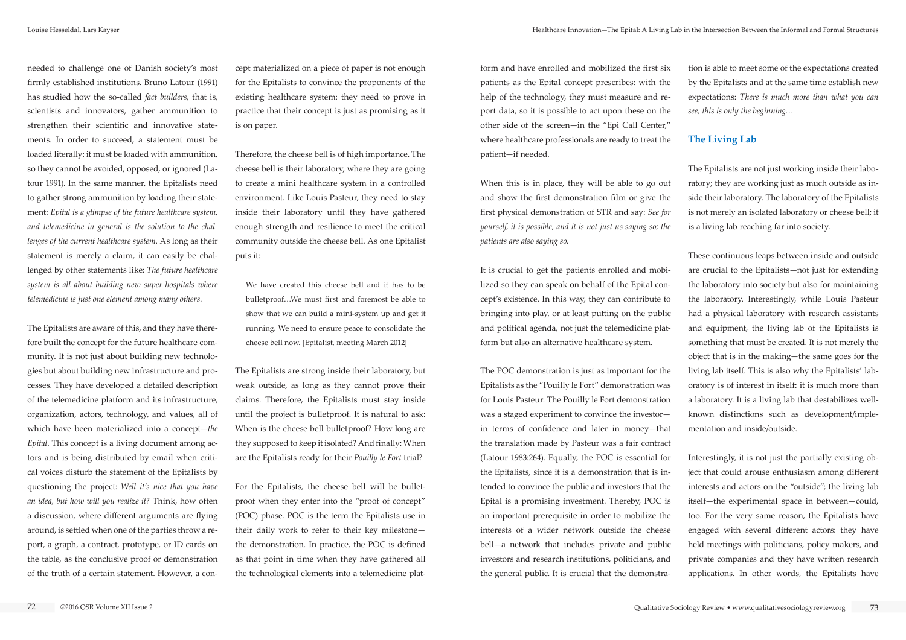needed to challenge one of Danish society's most firmly established institutions. Bruno Latour (1991) has studied how the so-called *fact builders*, that is, scientists and innovators, gather ammunition to strengthen their scientific and innovative statements. In order to succeed, a statement must be loaded literally: it must be loaded with ammunition, so they cannot be avoided, opposed, or ignored (Latour 1991). In the same manner, the Epitalists need to gather strong ammunition by loading their statement: *Epital is a glimpse of the future healthcare system, and telemedicine in general is the solution to the challenges of the current healthcare system.* As long as their statement is merely a claim, it can easily be challenged by other statements like: *The future healthcare system is all about building new super-hospitals where telemedicine is just one element among many others.*

The Epitalists are aware of this, and they have therefore built the concept for the future healthcare community. It is not just about building new technologies but about building new infrastructure and processes. They have developed a detailed description of the telemedicine platform and its infrastructure, organization, actors, technology, and values, all of which have been materialized into a concept—*the Epital*. This concept is a living document among actors and is being distributed by email when critical voices disturb the statement of the Epitalists by questioning the project: *Well it's nice that you have an idea, but how will you realize it?* Think, how often a discussion, where different arguments are flying around, is settled when one of the parties throw a report, a graph, a contract, prototype, or ID cards on the table, as the conclusive proof or demonstration of the truth of a certain statement. However, a concept materialized on a piece of paper is not enough for the Epitalists to convince the proponents of the existing healthcare system: they need to prove in practice that their concept is just as promising as it is on paper.

Therefore, the cheese bell is of high importance. The cheese bell is their laboratory, where they are going to create a mini healthcare system in a controlled environment. Like Louis Pasteur, they need to stay inside their laboratory until they have gathered enough strength and resilience to meet the critical community outside the cheese bell. As one Epitalist puts it:

> We have created this cheese bell and it has to be bulletproof…We must first and foremost be able to show that we can build a mini-system up and get it running. We need to ensure peace to consolidate the cheese bell now. [Epitalist, meeting March 2012]

The Epitalists are strong inside their laboratory, but weak outside, as long as they cannot prove their claims. Therefore, the Epitalists must stay inside until the project is bulletproof. It is natural to ask: When is the cheese bell bulletproof? How long are they supposed to keep it isolated? And finally: When are the Epitalists ready for their *Pouilly le Fort* trial?

For the Epitalists, the cheese bell will be bulletproof when they enter into the "proof of concept" (POC) phase. POC is the term the Epitalists use in their daily work to refer to their key milestone—the demonstration. In practice, the POC is defined as that point in time when they have gathered all the technological elements into a telemedicine platform and have enrolled and mobilized the first six patients as the Epital concept prescribes: with the help of the technology, they must measure and report data, so it is possible to act upon these on the other side of the screen—in the "Epi Call Center," where healthcare professionals are ready to treat the patient—if needed.

When this is in place, they will be able to go out and show the first demonstration film or give the first physical demonstration of STR and say: *See for yourself, it is possible, and it is not just us saying so; the patients are also saying so.*

It is crucial to get the patients enrolled and mobilized so they can speak on behalf of the Epital concept's existence. In this way, they can contribute to bringing into play, or at least putting on the public and political agenda, not just the telemedicine platform but also an alternative healthcare system.

The POC demonstration is just as important for the Epitalists as the "Pouilly le Fort" demonstration was for Louis Pasteur. The Pouilly le Fort demonstration was a staged experiment to convince the investor—in terms of confidence and later in money—that the translation made by Pasteur was a fair contract (Latour 1983:264). Equally, the POC is essential for the Epitalists, since it is a demonstration that is intended to convince the public and investors that the Epital is a promising investment. Thereby, POC is an important prerequisite in order to mobilize the interests of a wider network outside the cheese bell—a network that includes private and public investors and research institutions, politicians, and the general public. It is crucial that the demonstration is able to meet some of the expectations created by the Epitalists and at the same time establish new expectations: *There is much more than what you can see, this is only the beginning…*

## The Living Lab

The Epitalists are not just working inside their laboratory; they are working just as much outside as inside their laboratory. The laboratory of the Epitalists is not merely an isolated laboratory or cheese bell; it is a living lab reaching far into society.

These continuous leaps between inside and outside are crucial to the Epitalists—not just for extending the laboratory into society but also for maintaining the laboratory. Interestingly, while Louis Pasteur had a physical laboratory with research assistants and equipment, the living lab of the Epitalists is something that must be created. It is not merely the object that is in the making—the same goes for the living lab itself. This is also why the Epitalists' laboratory is of interest in itself: it is much more than a laboratory. It is a living lab that destabilizes well-known distinctions such as development/implementation and inside/outside.

Interestingly, it is not just the partially existing object that could arouse enthusiasm among different interests and actors on the "outside"; the living lab itself—the experimental space in between—could, too. For the very same reason, the Epitalists have engaged with several different actors: they have held meetings with politicians, policy makers, and private companies and they have written research applications. In other words, the Epitalists have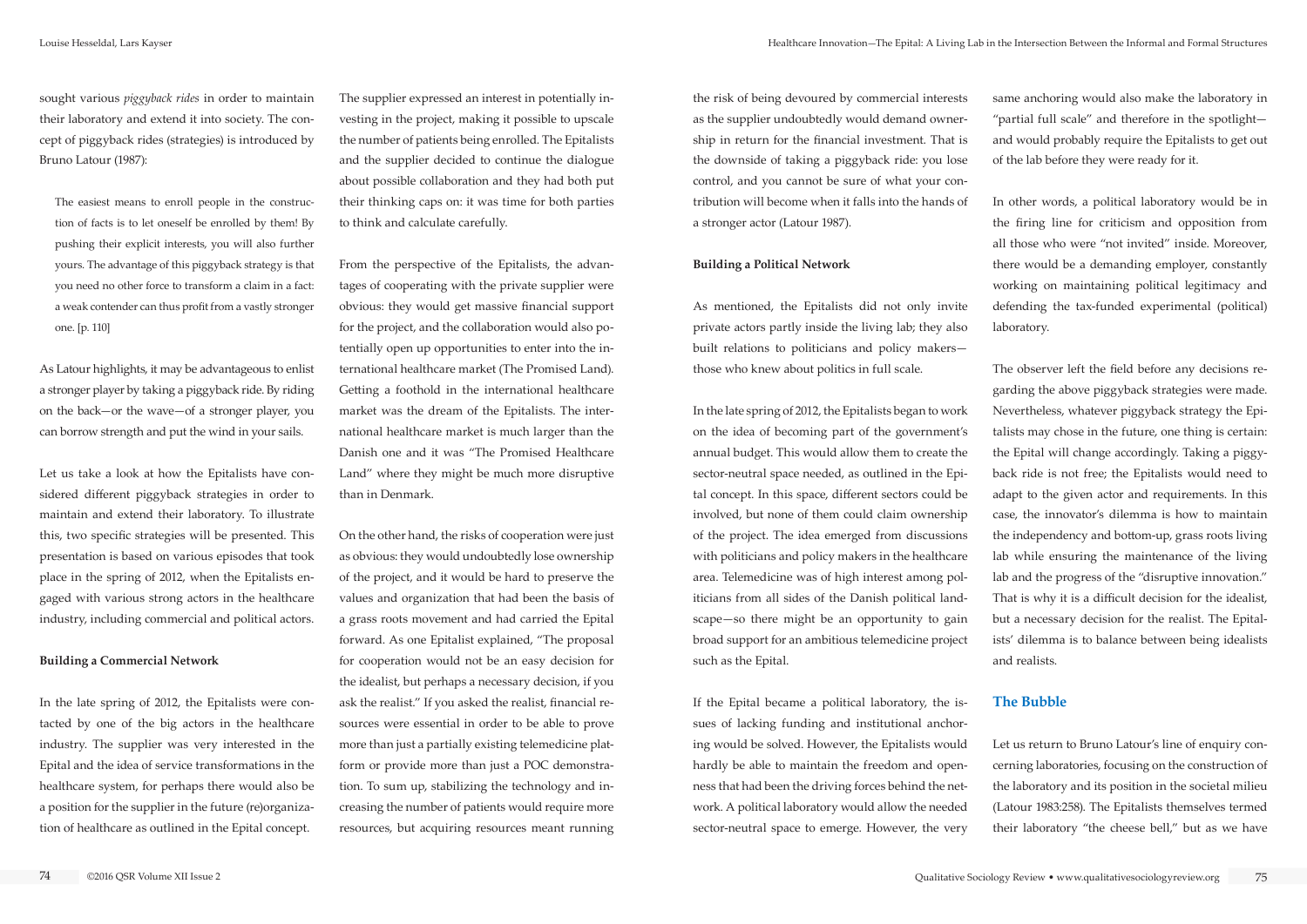sought various *piggyback rides* in order to maintain their laboratory and extend it into society. The concept of piggyback rides (strategies) is introduced by Bruno Latour (1987):

> The easiest means to enroll people in the construction of facts is to let oneself be enrolled by them! By pushing their explicit interests, you will also further yours. The advantage of this piggyback strategy is that you need no other force to transform a claim in a fact: a weak contender can thus profit from a vastly stronger one. [p. 110]

As Latour highlights, it may be advantageous to enlist a stronger player by taking a piggyback ride. By riding on the back—or the wave—of a stronger player, you can borrow strength and put the wind in your sails.

Let us take a look at how the Epitalists have considered different piggyback strategies in order to maintain and extend their laboratory. To illustrate this, two specific strategies will be presented. This presentation is based on various episodes that took place in the spring of 2012, when the Epitalists engaged with various strong actors in the healthcare industry, including commercial and political actors.

**Building a Commercial Network**

In the late spring of 2012, the Epitalists were contacted by one of the big actors in the healthcare industry. The supplier was very interested in the Epital and the idea of service transformations in the healthcare system, for perhaps there would also be a position for the supplier in the future (re)organization of healthcare as outlined in the Epital concept.

The supplier expressed an interest in potentially investing in the project, making it possible to upscale the number of patients being enrolled. The Epitalists and the supplier decided to continue the dialogue about possible collaboration and they had both put their thinking caps on: it was time for both parties to think and calculate carefully.

From the perspective of the Epitalists, the advantages of cooperating with the private supplier were obvious: they would get massive financial support for the project, and the collaboration would also potentially open up opportunities to enter into the international healthcare market (The Promised Land). Getting a foothold in the international healthcare market was the dream of the Epitalists. The international healthcare market is much larger than the Danish one and it was "The Promised Healthcare Land" where they might be much more disruptive than in Denmark.

On the other hand, the risks of cooperation were just as obvious: they would undoubtedly lose ownership of the project, and it would be hard to preserve the values and organization that had been the basis of a grass roots movement and had carried the Epital forward. As one Epitalist explained, "The proposal for cooperation would not be an easy decision for the idealist, but perhaps a necessary decision, if you ask the realist." If you asked the realist, financial resources were essential in order to be able to prove more than just a partially existing telemedicine platform or provide more than just a POC demonstration. To sum up, stabilizing the technology and increasing the number of patients would require more resources, but acquiring resources meant running the risk of being devoured by commercial interests as the supplier undoubtedly would demand ownership in return for the financial investment. That is the downside of taking a piggyback ride: you lose control, and you cannot be sure of what your contribution will become when it falls into the hands of a stronger actor (Latour 1987).

**Building a Political Network**

As mentioned, the Epitalists did not only invite private actors partly inside the living lab; they also built relations to politicians and policy makers—those who knew about politics in full scale.

In the late spring of 2012, the Epitalists began to work on the idea of becoming part of the government's annual budget. This would allow them to create the sector-neutral space needed, as outlined in the Epital concept. In this space, different sectors could be involved, but none of them could claim ownership of the project. The idea emerged from discussions with politicians and policy makers in the healthcare area. Telemedicine was of high interest among politicians from all sides of the Danish political landscape—so there might be an opportunity to gain broad support for an ambitious telemedicine project such as the Epital.

If the Epital became a political laboratory, the issues of lacking funding and institutional anchoring would be solved. However, the Epitalists would hardly be able to maintain the freedom and openness that had been the driving forces behind the network. A political laboratory would allow the needed sector-neutral space to emerge. However, the very same anchoring would also make the laboratory in "partial full scale" and therefore in the spotlight—and would probably require the Epitalists to get out of the lab before they were ready for it.

In other words, a political laboratory would be in the firing line for criticism and opposition from all those who were "not invited" inside. Moreover, there would be a demanding employer, constantly working on maintaining political legitimacy and defending the tax-funded experimental (political) laboratory.

The observer left the field before any decisions regarding the above piggyback strategies were made. Nevertheless, whatever piggyback strategy the Epitalists may chose in the future, one thing is certain: the Epital will change accordingly. Taking a piggyback ride is not free; the Epitalists would need to adapt to the given actor and requirements. In this case, the innovator's dilemma is how to maintain the independency and bottom-up, grass roots living lab while ensuring the maintenance of the living lab and the progress of the "disruptive innovation." That is why it is a difficult decision for the idealist, but a necessary decision for the realist. The Epitalists' dilemma is to balance between being idealists and realists.

## The Bubble

Let us return to Bruno Latour's line of enquiry concerning laboratories, focusing on the construction of the laboratory and its position in the societal milieu (Latour 1983:258). The Epitalists themselves termed their laboratory "the cheese bell," but as we have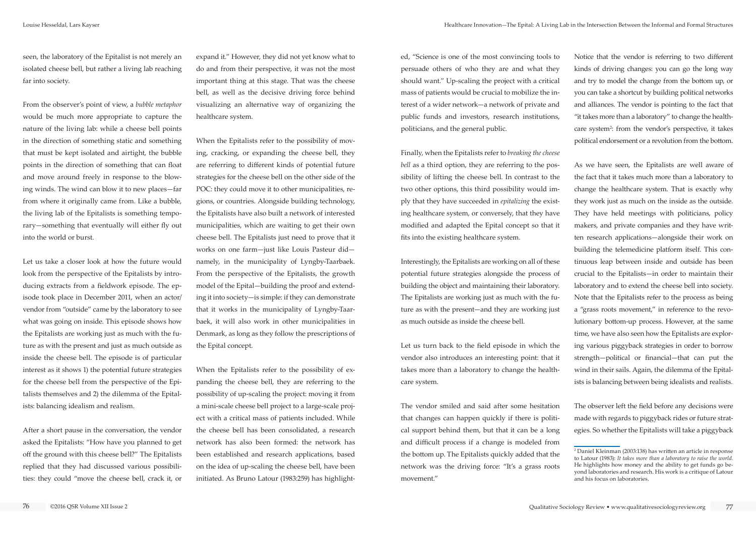seen, the laboratory of the Epitalist is not merely an isolated cheese bell, but rather a living lab reaching far into society.

From the observer's point of view, a *bubble metaphor* would be much more appropriate to capture the nature of the living lab: while a cheese bell points in the direction of something static and something that must be kept isolated and airtight, the bubble points in the direction of something that can float and move around freely in response to the blowing winds. The wind can blow it to new places—far from where it originally came from. Like a bubble, the living lab of the Epitalists is something temporary—something that eventually will either fly out into the world or burst.

Let us take a closer look at how the future would look from the perspective of the Epitalists by introducing extracts from a fieldwork episode. The episode took place in December 2011, when an actor/vendor from "outside" came by the laboratory to see what was going on inside. This episode shows how the Epitalists are working just as much with the future as with the present and just as much outside as inside the cheese bell. The episode is of particular interest as it shows 1) the potential future strategies for the cheese bell from the perspective of the Epitalists themselves and 2) the dilemma of the Epitalists: balancing idealism and realism.

After a short pause in the conversation, the vendor asked the Epitalists: "How have you planned to get off the ground with this cheese bell?" The Epitalists replied that they had discussed various possibilities: they could "move the cheese bell, crack it, or expand it." However, they did not yet know what to do and from their perspective, it was not the most important thing at this stage. That was the cheese bell, as well as the decisive driving force behind visualizing an alternative way of organizing the healthcare system.

When the Epitalists refer to the possibility of moving, cracking, or expanding the cheese bell, they are referring to different kinds of potential future strategies for the cheese bell on the other side of the POC: they could move it to other municipalities, regions, or countries. Alongside building technology, the Epitalists have also built a network of interested municipalities, which are waiting to get their own cheese bell. The Epitalists just need to prove that it works on one farm—just like Louis Pasteur did—namely, in the municipality of Lyngby-Taarbaek. From the perspective of the Epitalists, the growth model of the Epital—building the proof and extending it into society—is simple: if they can demonstrate that it works in the municipality of Lyngby-Taarbaek, it will also work in other municipalities in Denmark, as long as they follow the prescriptions of the Epital concept.

When the Epitalists refer to the possibility of expanding the cheese bell, they are referring to the possibility of up-scaling the project: moving it from a mini-scale cheese bell project to a large-scale project with a critical mass of patients included. While the cheese bell has been consolidated, a research network has also been formed: the network has been established and research applications, based on the idea of up-scaling the cheese bell, have been initiated. As Bruno Latour (1983:259) has highlighted, "Science is one of the most convincing tools to persuade others of who they are and what they should want." Up-scaling the project with a critical mass of patients would be crucial to mobilize the interest of a wider network—a network of private and public funds and investors, research institutions, politicians, and the general public.

Finally, when the Epitalists refer to *breaking the cheese bell* as a third option, they are referring to the possibility of lifting the cheese bell. In contrast to the two other options, this third possibility would imply that they have succeeded in *epitalizing* the existing healthcare system, or conversely, that they have modified and adapted the Epital concept so that it fits into the existing healthcare system.

Interestingly, the Epitalists are working on all of these potential future strategies alongside the process of building the object and maintaining their laboratory. The Epitalists are working just as much with the future as with the present—and they are working just as much outside as inside the cheese bell.

Let us turn back to the field episode in which the vendor also introduces an interesting point: that it takes more than a laboratory to change the healthcare system.

The vendor smiled and said after some hesitation that changes can happen quickly if there is political support behind them, but that it can be a long and difficult process if a change is modeled from the bottom up. The Epitalists quickly added that the network was the driving force: "It's a grass roots movement."

Notice that the vendor is referring to two different kinds of driving changes: you can go the long way and try to model the change from the bottom up, or you can take a shortcut by building political networks and alliances. The vendor is pointing to the fact that "it takes more than a laboratory" to change the healthcare system[2]: from the vendor's perspective, it takes political endorsement or a revolution from the bottom.

As we have seen, the Epitalists are well aware of the fact that it takes much more than a laboratory to change the healthcare system. That is exactly why they work just as much on the inside as the outside. They have held meetings with politicians, policy makers, and private companies and they have written research applications—alongside their work on building the telemedicine platform itself. This continuous leap between inside and outside has been crucial to the Epitalists—in order to maintain their laboratory and to extend the cheese bell into society. Note that the Epitalists refer to the process as being a "grass roots movement," in reference to the revolutionary bottom-up process. However, at the same time, we have also seen how the Epitalists are exploring various piggyback strategies in order to borrow strength—political or financial—that can put the wind in their sails. Again, the dilemma of the Epitalists is balancing between being idealists and realists.

The observer left the field before any decisions were made with regards to piggyback rides or future strategies. So whether the Epitalists will take a piggyback

[2] Daniel Kleinman (2003:138) has written an article in response to Latour (1983): *It takes more than a laboratory to raise the world*. He highlights how money and the ability to get funds go beyond laboratories and research. His work is a critique of Latour and his focus on laboratories.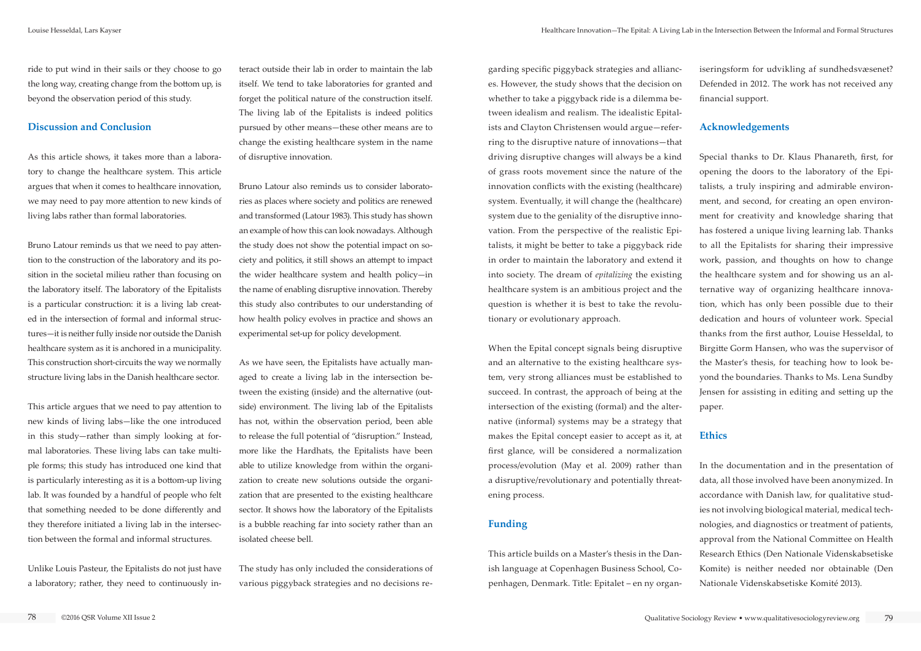ride to put wind in their sails or they choose to go the long way, creating change from the bottom up, is beyond the observation period of this study.

## Discussion and Conclusion

As this article shows, it takes more than a laboratory to change the healthcare system. This article argues that when it comes to healthcare innovation, we may need to pay more attention to new kinds of living labs rather than formal laboratories.

Bruno Latour reminds us that we need to pay attention to the construction of the laboratory and its position in the societal milieu rather than focusing on the laboratory itself. The laboratory of the Epitalists is a particular construction: it is a living lab created in the intersection of formal and informal structures—it is neither fully inside nor outside the Danish healthcare system as it is anchored in a municipality. This construction short-circuits the way we normally structure living labs in the Danish healthcare sector.

This article argues that we need to pay attention to new kinds of living labs—like the one introduced in this study—rather than simply looking at formal laboratories. These living labs can take multiple forms; this study has introduced one kind that is particularly interesting as it is a bottom-up living lab. It was founded by a handful of people who felt that something needed to be done differently and they therefore initiated a living lab in the intersection between the formal and informal structures.

Unlike Louis Pasteur, the Epitalists do not just have a laboratory; rather, they need to continuously interact outside their lab in order to maintain the lab itself. We tend to take laboratories for granted and forget the political nature of the construction itself. The living lab of the Epitalists is indeed politics pursued by other means—these other means are to change the existing healthcare system in the name of disruptive innovation.

Bruno Latour also reminds us to consider laboratories as places where society and politics are renewed and transformed (Latour 1983). This study has shown an example of how this can look nowadays. Although the study does not show the potential impact on society and politics, it still shows an attempt to impact the wider healthcare system and health policy—in the name of enabling disruptive innovation. Thereby this study also contributes to our understanding of how health policy evolves in practice and shows an experimental set-up for policy development.

As we have seen, the Epitalists have actually managed to create a living lab in the intersection between the existing (inside) and the alternative (outside) environment. The living lab of the Epitalists has not, within the observation period, been able to release the full potential of "disruption." Instead, more like the Hardhats, the Epitalists have been able to utilize knowledge from within the organization to create new solutions outside the organization that are presented to the existing healthcare sector. It shows how the laboratory of the Epitalists is a bubble reaching far into society rather than an isolated cheese bell.

The study has only included the considerations of various piggyback strategies and no decisions regarding specific piggyback strategies and alliances. However, the study shows that the decision on whether to take a piggyback ride is a dilemma between idealism and realism. The idealistic Epitalists and Clayton Christensen would argue—referring to the disruptive nature of innovations—that driving disruptive changes will always be a kind of grass roots movement since the nature of the innovation conflicts with the existing (healthcare) system. Eventually, it will change the (healthcare) system due to the geniality of the disruptive innovation. From the perspective of the realistic Epitalists, it might be better to take a piggyback ride in order to maintain the laboratory and extend it into society. The dream of *epitalizing* the existing healthcare system is an ambitious project and the question is whether it is best to take the revolutionary or evolutionary approach.

When the Epital concept signals being disruptive and an alternative to the existing healthcare system, very strong alliances must be established to succeed. In contrast, the approach of being at the intersection of the existing (formal) and the alternative (informal) systems may be a strategy that makes the Epital concept easier to accept as it, at first glance, will be considered a normalization process/evolution (May et al. 2009) rather than a disruptive/revolutionary and potentially threatening process.

## Funding

This article builds on a Master's thesis in the Danish language at Copenhagen Business School, Copenhagen, Denmark. Title: Epitalet – en ny organiseringsform for udvikling af sundhedsvæsenet? Defended in 2012. The work has not received any financial support.

## Acknowledgements

Special thanks to Dr. Klaus Phanareth, first, for opening the doors to the laboratory of the Epitalists, a truly inspiring and admirable environment, and second, for creating an open environment for creativity and knowledge sharing that has fostered a unique living learning lab. Thanks to all the Epitalists for sharing their impressive work, passion, and thoughts on how to change the healthcare system and for showing us an alternative way of organizing healthcare innovation, which has only been possible due to their dedication and hours of volunteer work. Special thanks from the first author, Louise Hesseldal, to Birgitte Gorm Hansen, who was the supervisor of the Master's thesis, for teaching how to look beyond the boundaries. Thanks to Ms. Lena Sundby Jensen for assisting in editing and setting up the paper.

## Ethics

In the documentation and in the presentation of data, all those involved have been anonymized. In accordance with Danish law, for qualitative studies not involving biological material, medical technologies, and diagnostics or treatment of patients, approval from the National Committee on Health Research Ethics (Den Nationale Videnskabsetiske Komite) is neither needed nor obtainable (Den Nationale Videnskabsetiske Komité 2013).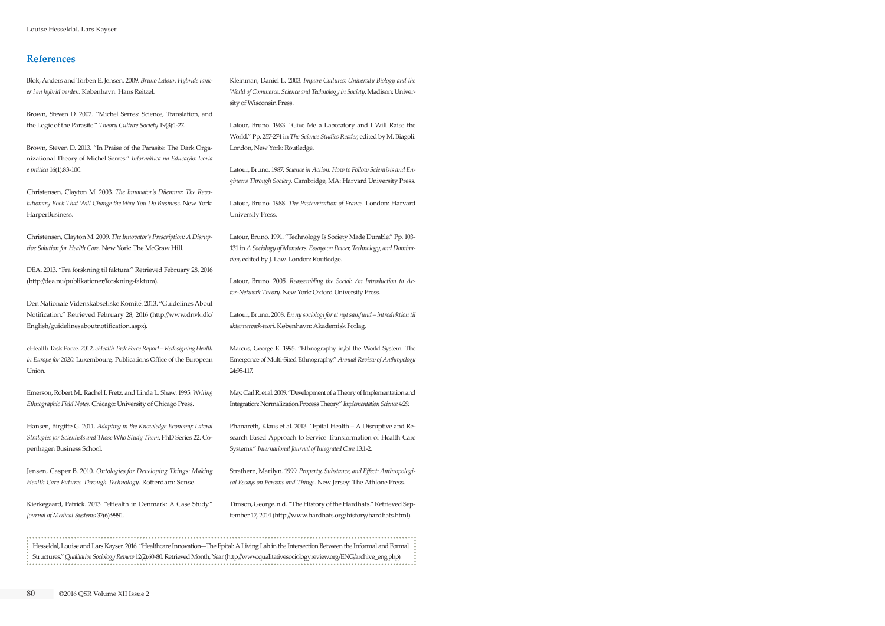## References

Blok, Anders and Torben E. Jensen. 2009. *Bruno Latour. Hybride tanker i en hybrid verden*. København: Hans Reitzel.

Brown, Steven D. 2002. "Michel Serres: Science, Translation, and the Logic of the Parasite." *Theory Culture Society* 19(3):1-27.

Brown, Steven D. 2013. "In Praise of the Parasite: The Dark Organizational Theory of Michel Serres." *Informática na Educação: teoria e prática* 16(1):83-100.

Christensen, Clayton M. 2003. *The Innovator's Dilemma: The Revolutionary Book That Will Change the Way You Do Business*. New York: HarperBusiness.

Christensen, Clayton M. 2009. *The Innovator's Prescription: A Disruptive Solution for Health Care*. New York: The McGraw Hill.

DEA. 2013. "Fra forskning til faktura." Retrieved February 28, 2016 (http://dea.nu/publikationer/forskning-faktura).

Den Nationale Videnskabsetiske Komité. 2013. "Guidelines About Notification." Retrieved February 28, 2016 (http://www.dnvk.dk/English/guidelinesaboutnotification.aspx).

eHealth Task Force. 2012. *eHealth Task Force Report – Redesigning Health in Europe for 2020*. Luxembourg: Publications Office of the European Union.

Emerson, Robert M., Rachel I. Fretz, and Linda L. Shaw. 1995. *Writing Ethnographic Field Notes*. Chicago: University of Chicago Press.

Hansen, Birgitte G. 2011. *Adapting in the Knowledge Economy: Lateral Strategies for Scientists and Those Who Study Them*. PhD Series 22. Copenhagen Business School.

Jensen, Casper B. 2010. *Ontologies for Developing Things: Making Health Care Futures Through Technology*. Rotterdam: Sense.

Kierkegaard, Patrick. 2013. "eHealth in Denmark: A Case Study." *Journal of Medical Systems* 37(6):9991.

Kleinman, Daniel L. 2003. *Impure Cultures: University Biology and the World of Commerce. Science and Technology in Society*. Madison: University of Wisconsin Press.

Latour, Bruno. 1983. "Give Me a Laboratory and I Will Raise the World." Pp. 257-274 in *The Science Studies Reader*, edited by M. Biagoli. London, New York: Routledge.

Latour, Bruno. 1987. *Science in Action: How to Follow Scientists and Engineers Through Society*. Cambridge, MA: Harvard University Press.

Latour, Bruno. 1988. *The Pasteurization of France*. London: Harvard University Press.

Latour, Bruno. 1991. "Technology Is Society Made Durable." Pp. 103-131 in *A Sociology of Monsters: Essays on Power, Technology, and Domination*, edited by J. Law. London: Routledge.

Latour, Bruno. 2005. *Reassembling the Social: An Introduction to Actor-Network Theory*. New York: Oxford University Press.

Latour, Bruno. 2008. *En ny sociologi for et nyt samfund – introduktion til aktørnetværk-teori*. København: Akademisk Forlag.

Marcus, George E. 1995. "Ethnography in/of the World System: The Emergence of Multi-Sited Ethnography." *Annual Review of Anthropology* 24:95-117.

May, Carl R. et al. 2009. "Development of a Theory of Implementation and Integration: Normalization Process Theory." *Implementation Science* 4:29.

Phanareth, Klaus et al. 2013. "Epital Health – A Disruptive and Research Based Approach to Service Transformation of Health Care Systems." *International Journal of Integrated Care* 13:1-2.

Strathern, Marilyn. 1999. *Property, Substance, and Effect: Anthropological Essays on Persons and Things*. New Jersey: The Athlone Press.

Timson, George. n.d. "The History of the Hardhats." Retrieved September 17, 2014 (http://www.hardhats.org/history/hardhats.html).

Hesseldal, Louise and Lars Kayser. 2016. "Healthcare Innovation—The Epital: A Living Lab in the Intersection Between the Informal and Formal Structures." *Qualitative Sociology Review* 12(2):60-80. Retrieved Month, Year (http://www.qualitativesociologyreview.org/ENG/archive_eng.php).